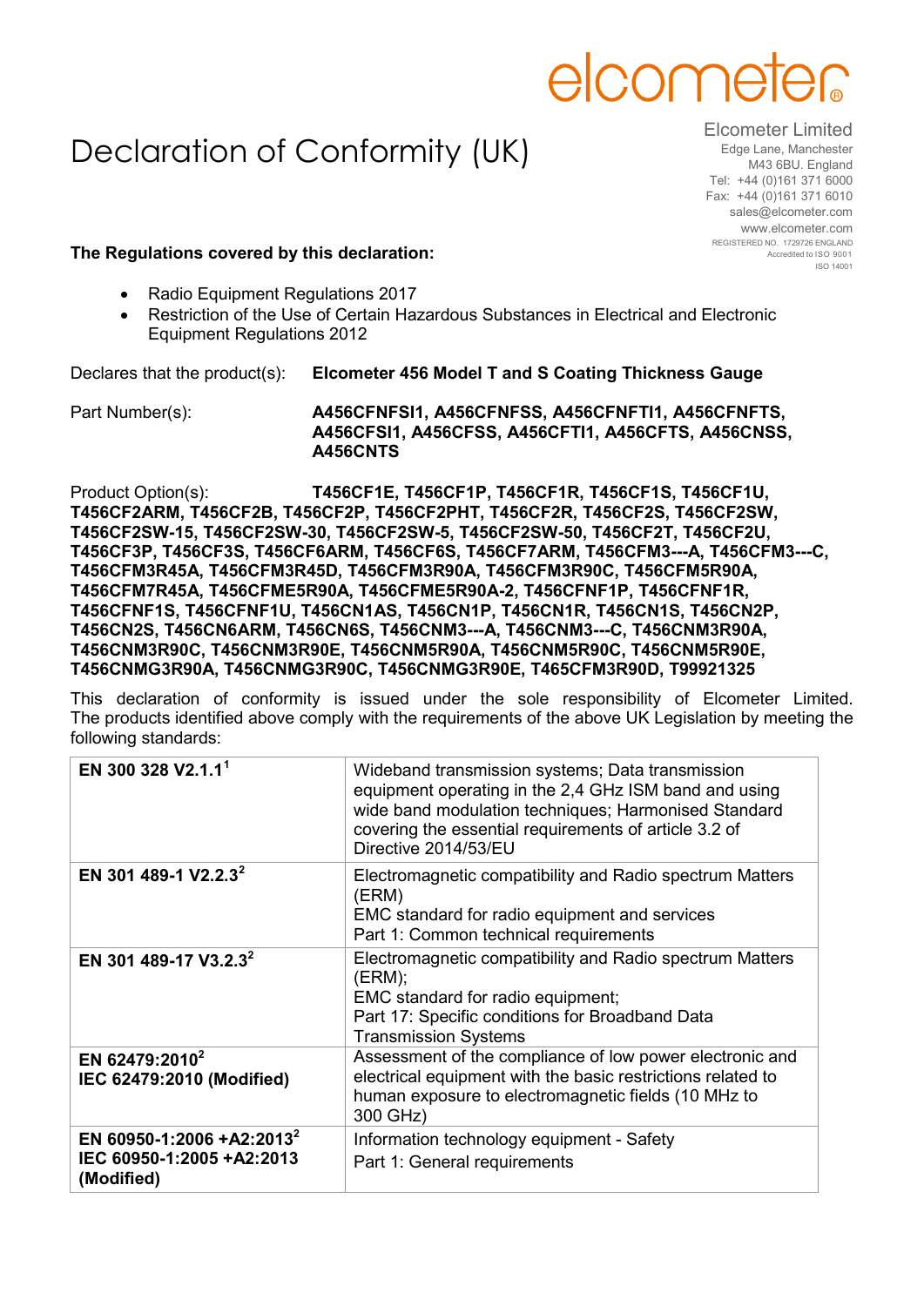elcometer®

# Declaration of Conformity (UK)

Elcometer Limited
Edge Lane, Manchester
M43 6BU. England
Tel: +44 (0)161 371 6000
Fax: +44 (0)161 371 6010
sales@elcometer.com
www.elcometer.com
REGISTERED NO. 1729726 ENGLAND
Accredited to ISO 9001
ISO 14001

**The Regulations covered by this declaration:**

- Radio Equipment Regulations 2017
- Restriction of the Use of Certain Hazardous Substances in Electrical and Electronic Equipment Regulations 2012

Declares that the product(s): **Elcometer 456 Model T and S Coating Thickness Gauge**

Part Number(s): **A456CFNFSI1, A456CFNFSS, A456CFNFTI1, A456CFNFTS, A456CFSI1, A456CFSS, A456CFTI1, A456CFTS, A456CNSS, A456CNTS**

Product Option(s): **T456CF1E, T456CF1P, T456CF1R, T456CF1S, T456CF1U, T456CF2ARM, T456CF2B, T456CF2P, T456CF2PHT, T456CF2R, T456CF2S, T456CF2SW, T456CF2SW-15, T456CF2SW-30, T456CF2SW-5, T456CF2SW-50, T456CF2T, T456CF2U, T456CF3P, T456CF3S, T456CF6ARM, T456CF6S, T456CF7ARM, T456CFM3---A, T456CFM3---C, T456CFM3R45A, T456CFM3R45D, T456CFM3R90A, T456CFM3R90C, T456CFM5R90A, T456CFM7R45A, T456CFME5R90A, T456CFME5R90A-2, T456CFNF1P, T456CFNF1R, T456CFNF1S, T456CFNF1U, T456CN1AS, T456CN1P, T456CN1R, T456CN1S, T456CN2P, T456CN2S, T456CN6ARM, T456CN6S, T456CNM3---A, T456CNM3---C, T456CNM3R90A, T456CNM3R90C, T456CNM3R90E, T456CNM5R90A, T456CNM5R90C, T456CNM5R90E, T456CNMG3R90A, T456CNMG3R90C, T456CNMG3R90E, T465CFM3R90D, T99921325**

This declaration of conformity is issued under the sole responsibility of Elcometer Limited. The products identified above comply with the requirements of the above UK Legislation by meeting the following standards:

| Standard | Description |
|---|---|
| **EN 300 328 V2.1.1**[1] | Wideband transmission systems; Data transmission equipment operating in the 2,4 GHz ISM band and using wide band modulation techniques; Harmonised Standard covering the essential requirements of article 3.2 of Directive 2014/53/EU |
| **EN 301 489-1 V2.2.3**[2] | Electromagnetic compatibility and Radio spectrum Matters (ERM) EMC standard for radio equipment and services Part 1: Common technical requirements |
| **EN 301 489-17 V3.2.3**[2] | Electromagnetic compatibility and Radio spectrum Matters (ERM); EMC standard for radio equipment; Part 17: Specific conditions for Broadband Data Transmission Systems |
| **EN 62479:2010**[2] **IEC 62479:2010 (Modified)** | Assessment of the compliance of low power electronic and electrical equipment with the basic restrictions related to human exposure to electromagnetic fields (10 MHz to 300 GHz) |
| **EN 60950-1:2006 +A2:2013**[2] **IEC 60950-1:2005 +A2:2013 (Modified)** | Information technology equipment - Safety Part 1: General requirements |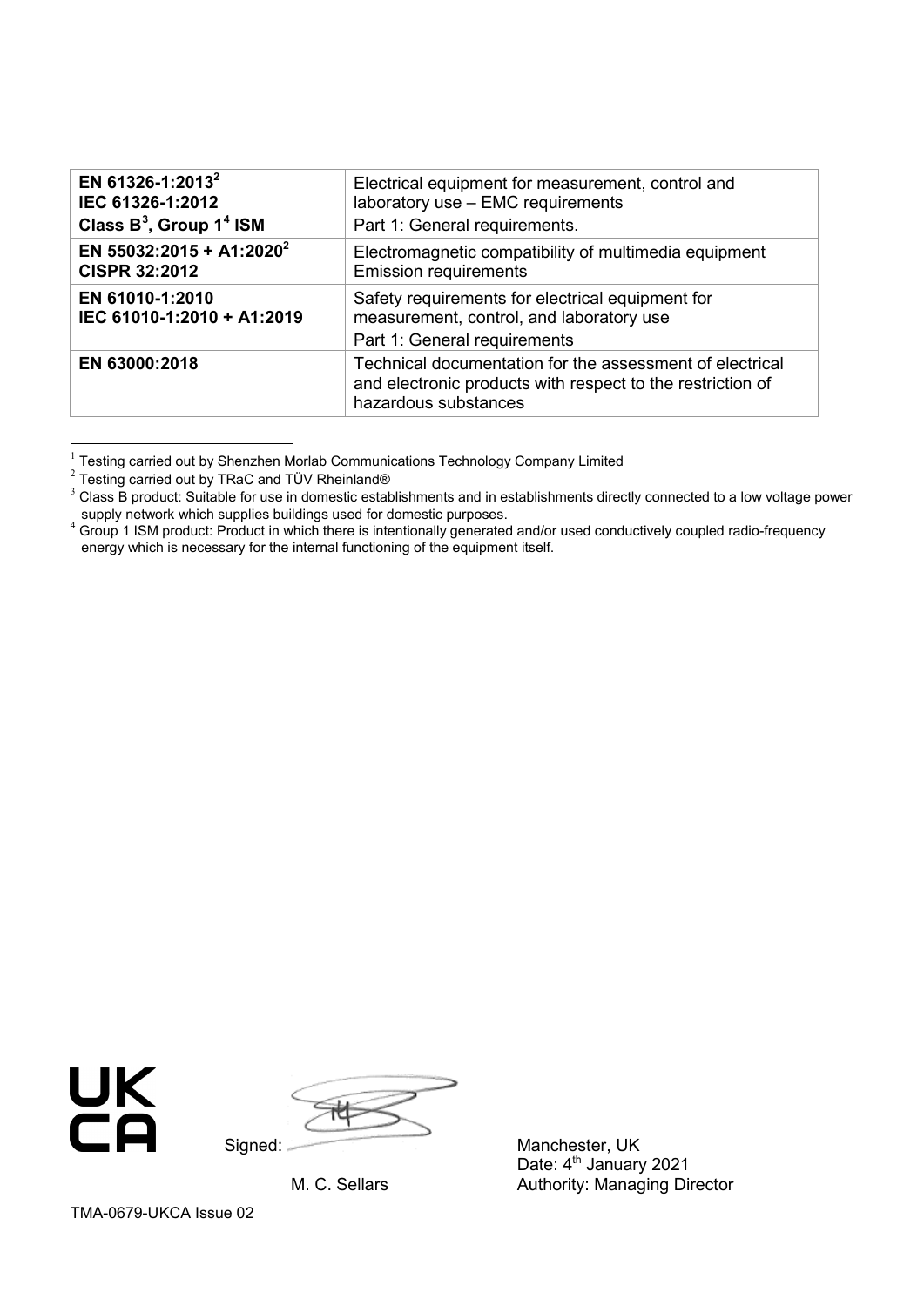| | |
|---|---|
| **EN 61326-1:2013[2]**<br>**IEC 61326-1:2012**<br>**Class B[3], Group 1[4] ISM** | Electrical equipment for measurement, control and laboratory use – EMC requirements<br>Part 1: General requirements. |
| **EN 55032:2015 + A1:2020[2]**<br>**CISPR 32:2012** | Electromagnetic compatibility of multimedia equipment<br>Emission requirements |
| **EN 61010-1:2010**<br>**IEC 61010-1:2010 + A1:2019** | Safety requirements for electrical equipment for measurement, control, and laboratory use<br>Part 1: General requirements |
| **EN 63000:2018** | Technical documentation for the assessment of electrical and electronic products with respect to the restriction of hazardous substances |

[1] Testing carried out by Shenzhen Morlab Communications Technology Company Limited

[2] Testing carried out by TRaC and TÜV Rheinland®

[3] Class B product: Suitable for use in domestic establishments and in establishments directly connected to a low voltage power supply network which supplies buildings used for domestic purposes.

[4] Group 1 ISM product: Product in which there is intentionally generated and/or used conductively coupled radio-frequency energy which is necessary for the internal functioning of the equipment itself.

UK CA

Signed:

M. C. Sellars

Manchester, UK
Date: 4th January 2021
Authority: Managing Director

TMA-0679-UKCA Issue 02